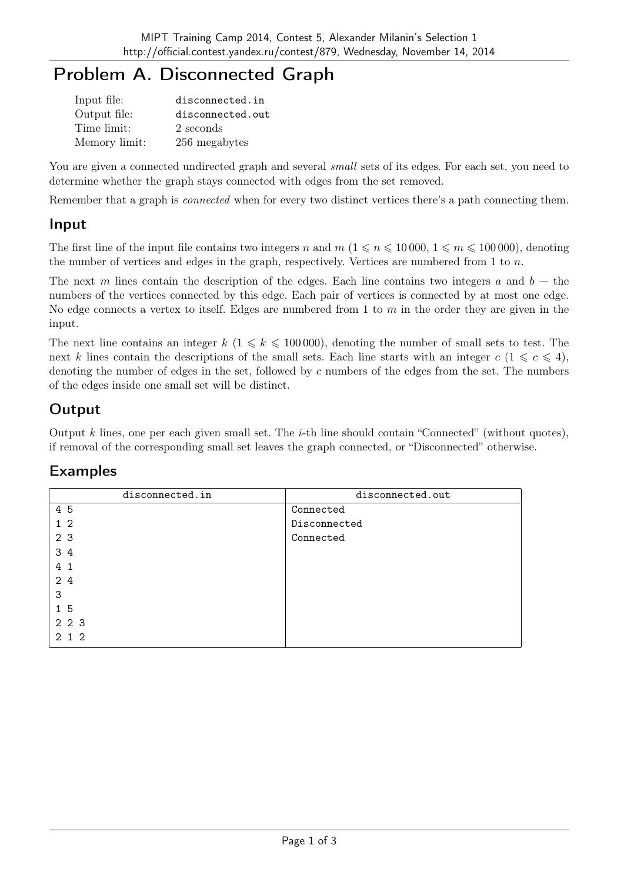# Problem A. Disconnected Graph

| | |
|---|---|
| Input file: | disconnected.in |
| Output file: | disconnected.out |
| Time limit: | 2 seconds |
| Memory limit: | 256 megabytes |

You are given a connected undirected graph and several *small* sets of its edges. For each set, you need to determine whether the graph stays connected with edges from the set removed.

Remember that a graph is *connected* when for every two distinct vertices there's a path connecting them.

## Input

The first line of the input file contains two integers $n$ and $m$ ($1 \leqslant n \leqslant 10\,000$, $1 \leqslant m \leqslant 100\,000$), denoting the number of vertices and edges in the graph, respectively. Vertices are numbered from 1 to $n$.

The next $m$ lines contain the description of the edges. Each line contains two integers $a$ and $b$ — the numbers of the vertices connected by this edge. Each pair of vertices is connected by at most one edge. No edge connects a vertex to itself. Edges are numbered from 1 to $m$ in the order they are given in the input.

The next line contains an integer $k$ ($1 \leqslant k \leqslant 100\,000$), denoting the number of small sets to test. The next $k$ lines contain the descriptions of the small sets. Each line starts with an integer $c$ ($1 \leqslant c \leqslant 4$), denoting the number of edges in the set, followed by $c$ numbers of the edges from the set. The numbers of the edges inside one small set will be distinct.

## Output

Output $k$ lines, one per each given small set. The $i$-th line should contain "Connected" (without quotes), if removal of the corresponding small set leaves the graph connected, or "Disconnected" otherwise.

## Examples

| disconnected.in | disconnected.out |
|---|---|
| 4 5<br>1 2<br>2 3<br>3 4<br>4 1<br>2 4<br>3<br>1 5<br>2 2 3<br>2 1 2 | Connected<br>Disconnected<br>Connected |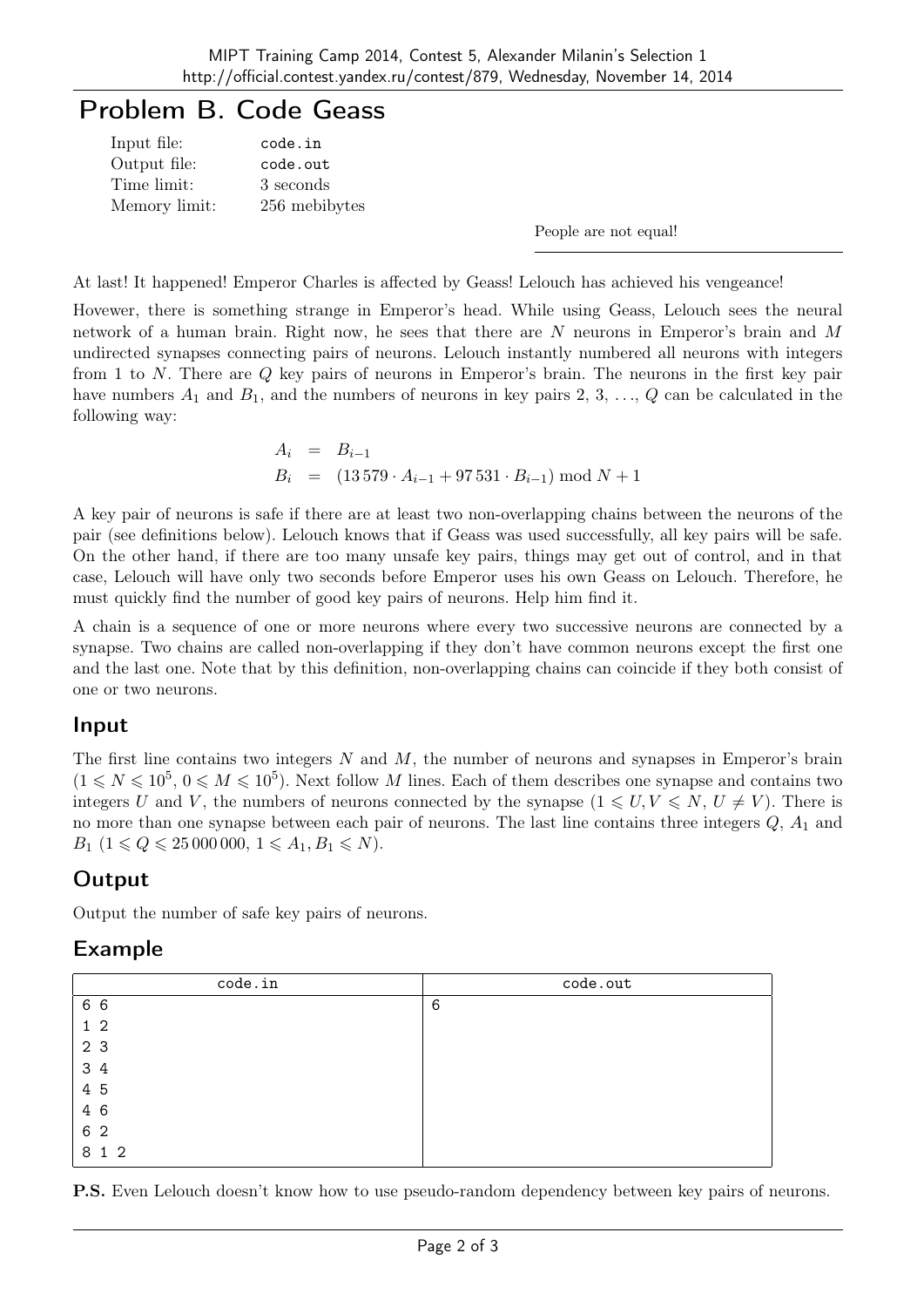# Problem B. Code Geass

| | |
|---|---|
| Input file: | `code.in` |
| Output file: | `code.out` |
| Time limit: | 3 seconds |
| Memory limit: | 256 mebibytes |

> People are not equal!

At last! It happened! Emperor Charles is affected by Geass! Lelouch has achieved his vengeance!

Hovewer, there is something strange in Emperor's head. While using Geass, Lelouch sees the neural network of a human brain. Right now, he sees that there are $N$ neurons in Emperor's brain and $M$ undirected synapses connecting pairs of neurons. Lelouch instantly numbered all neurons with integers from 1 to $N$. There are $Q$ key pairs of neurons in Emperor's brain. The neurons in the first key pair have numbers $A_1$ and $B_1$, and the numbers of neurons in key pairs 2, 3, ..., $Q$ can be calculated in the following way:

$$
\begin{aligned}
A_i &= B_{i-1} \\
B_i &= (13\,579 \cdot A_{i-1} + 97\,531 \cdot B_{i-1}) \bmod N + 1
\end{aligned}
$$

A key pair of neurons is safe if there are at least two non-overlapping chains between the neurons of the pair (see definitions below). Lelouch knows that if Geass was used successfully, all key pairs will be safe. On the other hand, if there are too many unsafe key pairs, things may get out of control, and in that case, Lelouch will have only two seconds before Emperor uses his own Geass on Lelouch. Therefore, he must quickly find the number of good key pairs of neurons. Help him find it.

A chain is a sequence of one or more neurons where every two successive neurons are connected by a synapse. Two chains are called non-overlapping if they don't have common neurons except the first one and the last one. Note that by this definition, non-overlapping chains can coincide if they both consist of one or two neurons.

## Input

The first line contains two integers $N$ and $M$, the number of neurons and synapses in Emperor's brain ($1 \leqslant N \leqslant 10^5$, $0 \leqslant M \leqslant 10^5$). Next follow $M$ lines. Each of them describes one synapse and contains two integers $U$ and $V$, the numbers of neurons connected by the synapse ($1 \leqslant U, V \leqslant N$, $U \neq V$). There is no more than one synapse between each pair of neurons. The last line contains three integers $Q$, $A_1$ and $B_1$ ($1 \leqslant Q \leqslant 25\,000\,000$, $1 \leqslant A_1, B_1 \leqslant N$).

## Output

Output the number of safe key pairs of neurons.

## Example

| code.in | code.out |
|---|---|
| 6 6<br>1 2<br>2 3<br>3 4<br>4 5<br>4 6<br>6 2<br>8 1 2 | 6 |

**P.S.** Even Lelouch doesn't know how to use pseudo-random dependency between key pairs of neurons.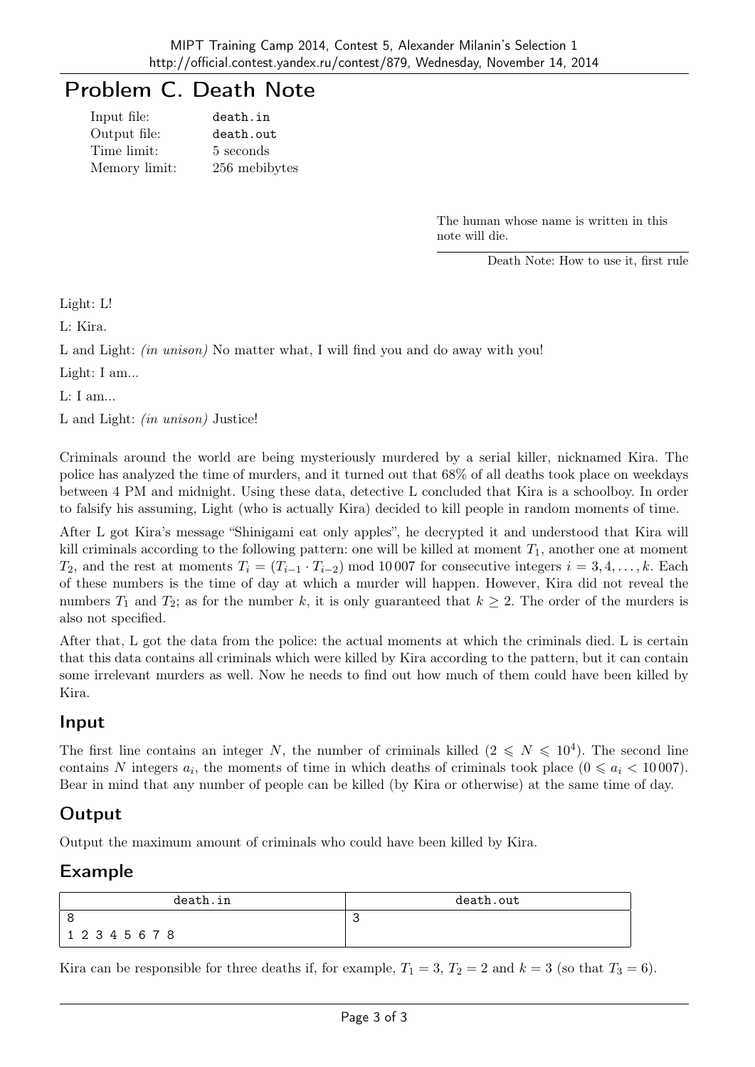# Problem C. Death Note

| | |
|---|---|
| Input file: | death.in |
| Output file: | death.out |
| Time limit: | 5 seconds |
| Memory limit: | 256 mebibytes |

> The human whose name is written in this note will die.
>
> Death Note: How to use it, first rule

Light: L!

L: Kira.

L and Light: *(in unison)* No matter what, I will find you and do away with you!

Light: I am...

L: I am...

L and Light: *(in unison)* Justice!

Criminals around the world are being mysteriously murdered by a serial killer, nicknamed Kira. The police has analyzed the time of murders, and it turned out that 68% of all deaths took place on weekdays between 4 PM and midnight. Using these data, detective L concluded that Kira is a schoolboy. In order to falsify his assuming, Light (who is actually Kira) decided to kill people in random moments of time.

After L got Kira's message "Shinigami eat only apples", he decrypted it and understood that Kira will kill criminals according to the following pattern: one will be killed at moment $T_1$, another one at moment $T_2$, and the rest at moments $T_i = (T_{i-1} \cdot T_{i-2}) \bmod 10\,007$ for consecutive integers $i = 3, 4, \ldots, k$. Each of these numbers is the time of day at which a murder will happen. However, Kira did not reveal the numbers $T_1$ and $T_2$; as for the number $k$, it is only guaranteed that $k \geq 2$. The order of the murders is also not specified.

After that, L got the data from the police: the actual moments at which the criminals died. L is certain that this data contains all criminals which were killed by Kira according to the pattern, but it can contain some irrelevant murders as well. Now he needs to find out how much of them could have been killed by Kira.

## Input

The first line contains an integer $N$, the number of criminals killed ($2 \leqslant N \leqslant 10^4$). The second line contains $N$ integers $a_i$, the moments of time in which deaths of criminals took place ($0 \leqslant a_i < 10\,007$). Bear in mind that any number of people can be killed (by Kira or otherwise) at the same time of day.

## Output

Output the maximum amount of criminals who could have been killed by Kira.

## Example

| death.in | death.out |
|---|---|
| 8<br>1 2 3 4 5 6 7 8 | 3 |

Kira can be responsible for three deaths if, for example, $T_1 = 3$, $T_2 = 2$ and $k = 3$ (so that $T_3 = 6$).